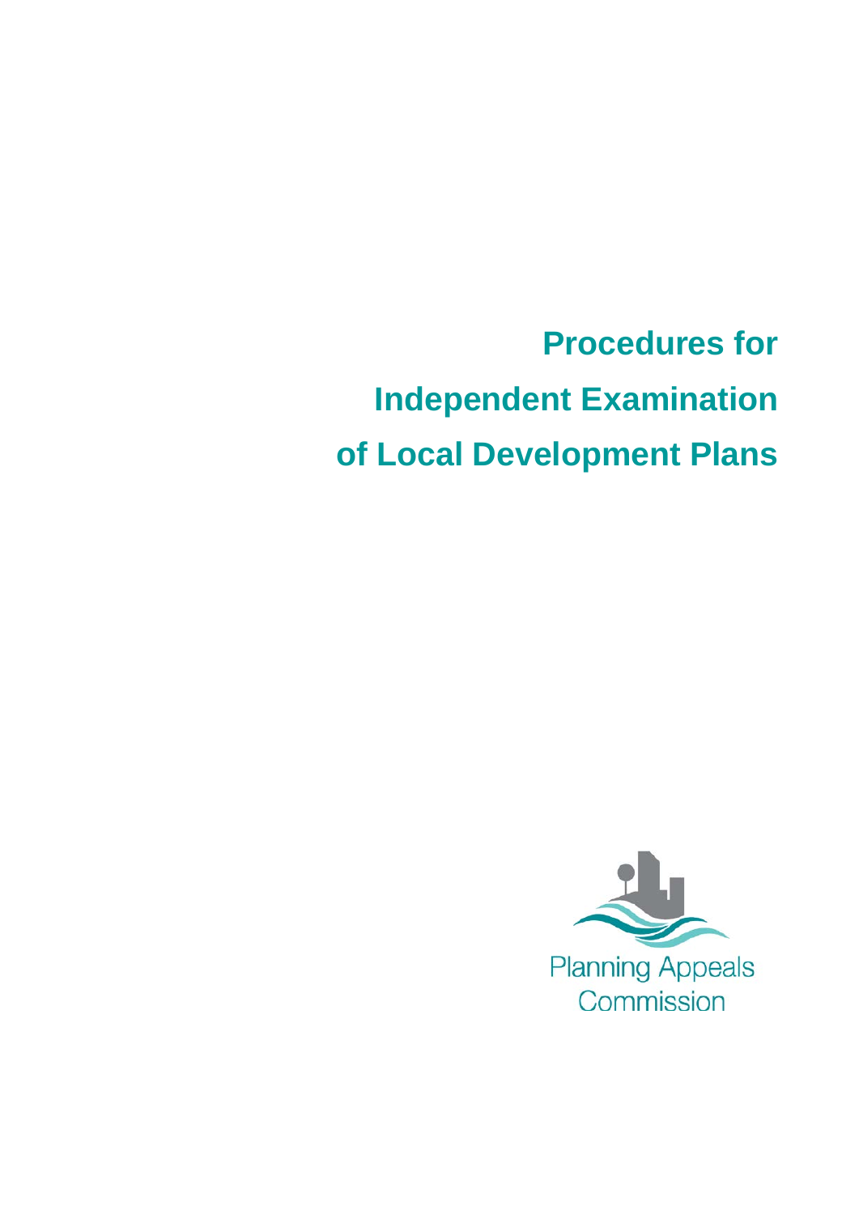# Procedures for Independent Examination of Local Development Plans

Planning Appeals Commission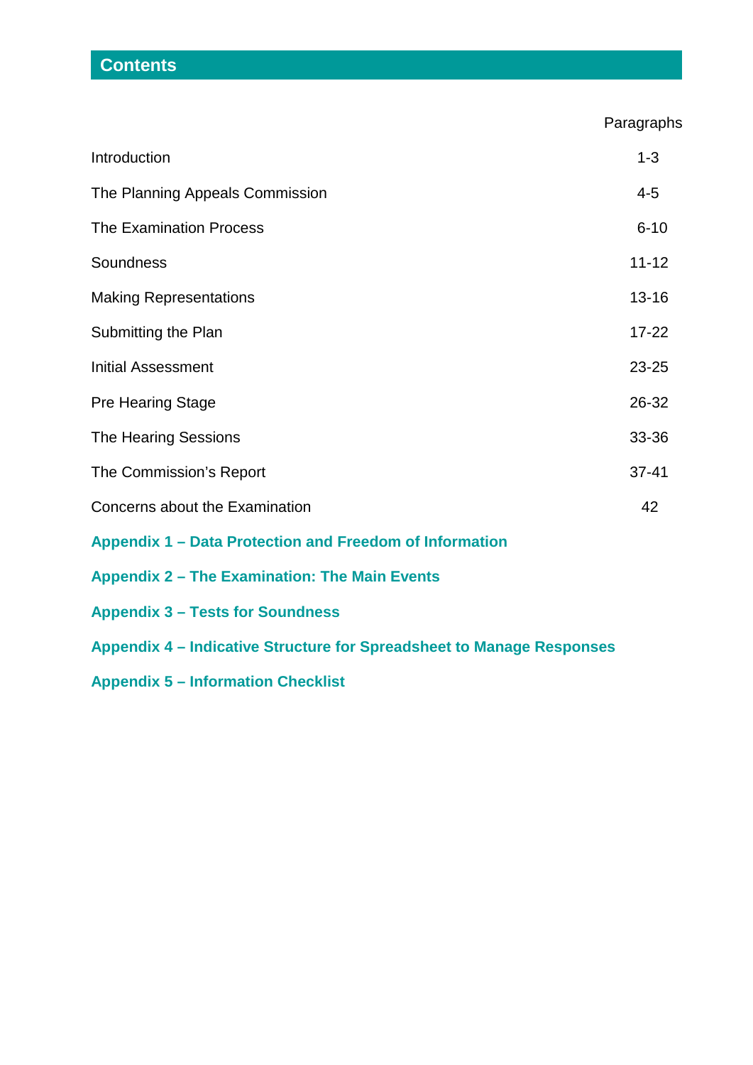## Contents

| | Paragraphs |
|---|---|
| Introduction | 1-3 |
| The Planning Appeals Commission | 4-5 |
| The Examination Process | 6-10 |
| Soundness | 11-12 |
| Making Representations | 13-16 |
| Submitting the Plan | 17-22 |
| Initial Assessment | 23-25 |
| Pre Hearing Stage | 26-32 |
| The Hearing Sessions | 33-36 |
| The Commission's Report | 37-41 |
| Concerns about the Examination | 42 |

**Appendix 1 – Data Protection and Freedom of Information**

**Appendix 2 – The Examination: The Main Events**

**Appendix 3 – Tests for Soundness**

**Appendix 4 – Indicative Structure for Spreadsheet to Manage Responses**

**Appendix 5 – Information Checklist**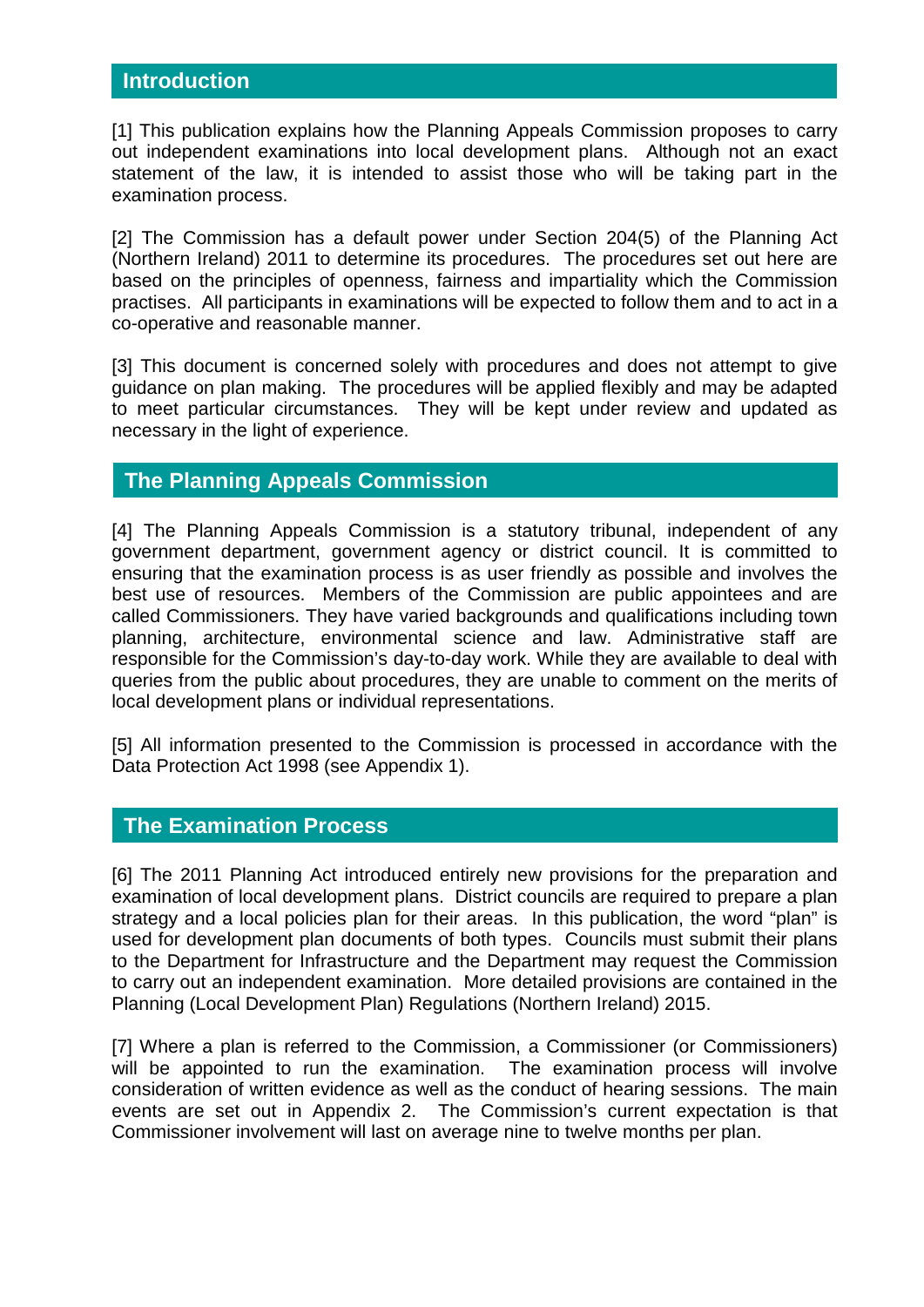## Introduction

[1] This publication explains how the Planning Appeals Commission proposes to carry out independent examinations into local development plans. Although not an exact statement of the law, it is intended to assist those who will be taking part in the examination process.

[2] The Commission has a default power under Section 204(5) of the Planning Act (Northern Ireland) 2011 to determine its procedures. The procedures set out here are based on the principles of openness, fairness and impartiality which the Commission practises. All participants in examinations will be expected to follow them and to act in a co-operative and reasonable manner.

[3] This document is concerned solely with procedures and does not attempt to give guidance on plan making. The procedures will be applied flexibly and may be adapted to meet particular circumstances. They will be kept under review and updated as necessary in the light of experience.

## The Planning Appeals Commission

[4] The Planning Appeals Commission is a statutory tribunal, independent of any government department, government agency or district council. It is committed to ensuring that the examination process is as user friendly as possible and involves the best use of resources. Members of the Commission are public appointees and are called Commissioners. They have varied backgrounds and qualifications including town planning, architecture, environmental science and law. Administrative staff are responsible for the Commission's day-to-day work. While they are available to deal with queries from the public about procedures, they are unable to comment on the merits of local development plans or individual representations.

[5] All information presented to the Commission is processed in accordance with the Data Protection Act 1998 (see Appendix 1).

## The Examination Process

[6] The 2011 Planning Act introduced entirely new provisions for the preparation and examination of local development plans. District councils are required to prepare a plan strategy and a local policies plan for their areas. In this publication, the word "plan" is used for development plan documents of both types. Councils must submit their plans to the Department for Infrastructure and the Department may request the Commission to carry out an independent examination. More detailed provisions are contained in the Planning (Local Development Plan) Regulations (Northern Ireland) 2015.

[7] Where a plan is referred to the Commission, a Commissioner (or Commissioners) will be appointed to run the examination. The examination process will involve consideration of written evidence as well as the conduct of hearing sessions. The main events are set out in Appendix 2. The Commission's current expectation is that Commissioner involvement will last on average nine to twelve months per plan.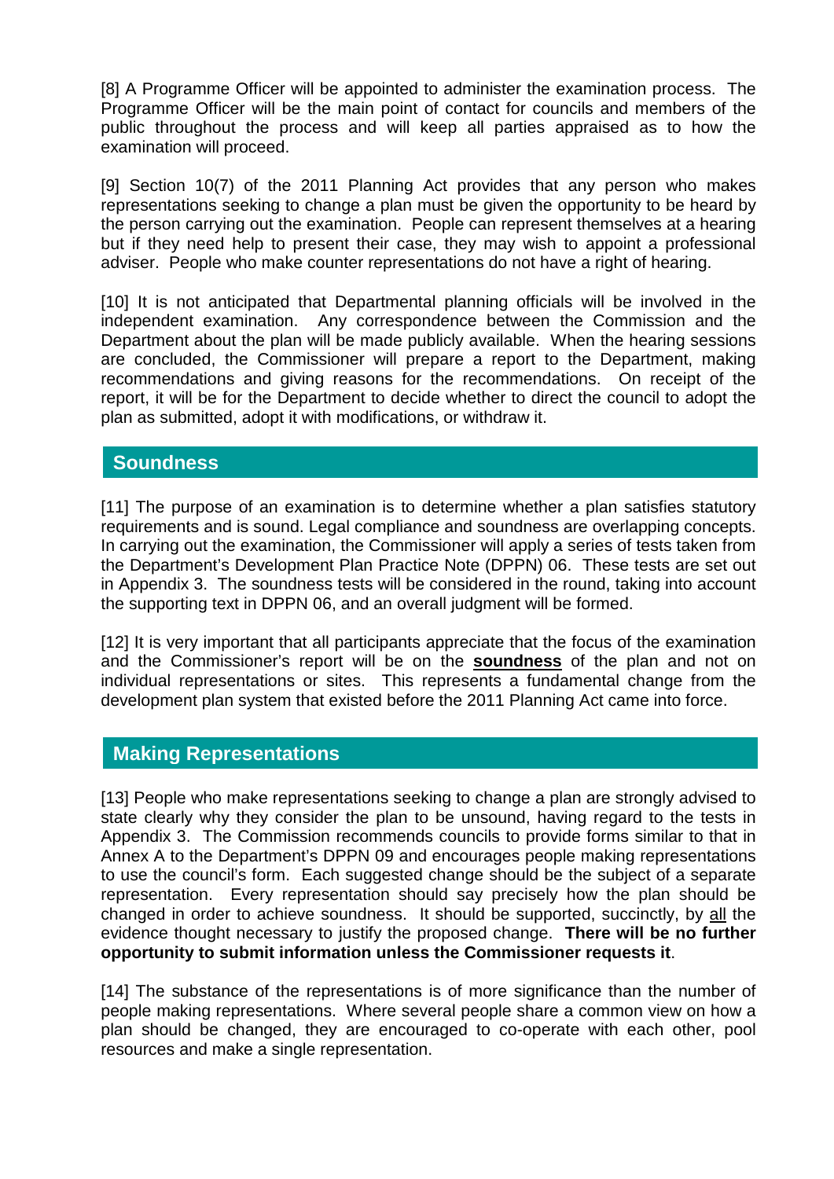[8] A Programme Officer will be appointed to administer the examination process. The Programme Officer will be the main point of contact for councils and members of the public throughout the process and will keep all parties appraised as to how the examination will proceed.

[9] Section 10(7) of the 2011 Planning Act provides that any person who makes representations seeking to change a plan must be given the opportunity to be heard by the person carrying out the examination. People can represent themselves at a hearing but if they need help to present their case, they may wish to appoint a professional adviser. People who make counter representations do not have a right of hearing.

[10] It is not anticipated that Departmental planning officials will be involved in the independent examination. Any correspondence between the Commission and the Department about the plan will be made publicly available. When the hearing sessions are concluded, the Commissioner will prepare a report to the Department, making recommendations and giving reasons for the recommendations. On receipt of the report, it will be for the Department to decide whether to direct the council to adopt the plan as submitted, adopt it with modifications, or withdraw it.

## Soundness

[11] The purpose of an examination is to determine whether a plan satisfies statutory requirements and is sound. Legal compliance and soundness are overlapping concepts. In carrying out the examination, the Commissioner will apply a series of tests taken from the Department's Development Plan Practice Note (DPPN) 06. These tests are set out in Appendix 3. The soundness tests will be considered in the round, taking into account the supporting text in DPPN 06, and an overall judgment will be formed.

[12] It is very important that all participants appreciate that the focus of the examination and the Commissioner's report will be on the <u>**soundness**</u> of the plan and not on individual representations or sites. This represents a fundamental change from the development plan system that existed before the 2011 Planning Act came into force.

## Making Representations

[13] People who make representations seeking to change a plan are strongly advised to state clearly why they consider the plan to be unsound, having regard to the tests in Appendix 3. The Commission recommends councils to provide forms similar to that in Annex A to the Department's DPPN 09 and encourages people making representations to use the council's form. Each suggested change should be the subject of a separate representation. Every representation should say precisely how the plan should be changed in order to achieve soundness. It should be supported, succinctly, by <u>all</u> the evidence thought necessary to justify the proposed change. **There will be no further opportunity to submit information unless the Commissioner requests it**.

[14] The substance of the representations is of more significance than the number of people making representations. Where several people share a common view on how a plan should be changed, they are encouraged to co-operate with each other, pool resources and make a single representation.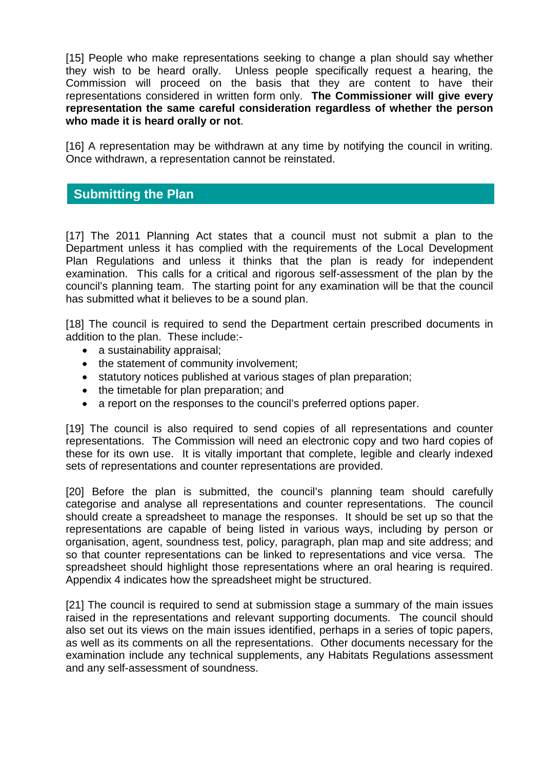[15] People who make representations seeking to change a plan should say whether they wish to be heard orally. Unless people specifically request a hearing, the Commission will proceed on the basis that they are content to have their representations considered in written form only. **The Commissioner will give every representation the same careful consideration regardless of whether the person who made it is heard orally or not**.

[16] A representation may be withdrawn at any time by notifying the council in writing. Once withdrawn, a representation cannot be reinstated.

## Submitting the Plan

[17] The 2011 Planning Act states that a council must not submit a plan to the Department unless it has complied with the requirements of the Local Development Plan Regulations and unless it thinks that the plan is ready for independent examination. This calls for a critical and rigorous self-assessment of the plan by the council's planning team. The starting point for any examination will be that the council has submitted what it believes to be a sound plan.

[18] The council is required to send the Department certain prescribed documents in addition to the plan. These include:-

- a sustainability appraisal;
- the statement of community involvement;
- statutory notices published at various stages of plan preparation;
- the timetable for plan preparation; and
- a report on the responses to the council's preferred options paper.

[19] The council is also required to send copies of all representations and counter representations. The Commission will need an electronic copy and two hard copies of these for its own use. It is vitally important that complete, legible and clearly indexed sets of representations and counter representations are provided.

[20] Before the plan is submitted, the council's planning team should carefully categorise and analyse all representations and counter representations. The council should create a spreadsheet to manage the responses. It should be set up so that the representations are capable of being listed in various ways, including by person or organisation, agent, soundness test, policy, paragraph, plan map and site address; and so that counter representations can be linked to representations and vice versa. The spreadsheet should highlight those representations where an oral hearing is required. Appendix 4 indicates how the spreadsheet might be structured.

[21] The council is required to send at submission stage a summary of the main issues raised in the representations and relevant supporting documents. The council should also set out its views on the main issues identified, perhaps in a series of topic papers, as well as its comments on all the representations. Other documents necessary for the examination include any technical supplements, any Habitats Regulations assessment and any self-assessment of soundness.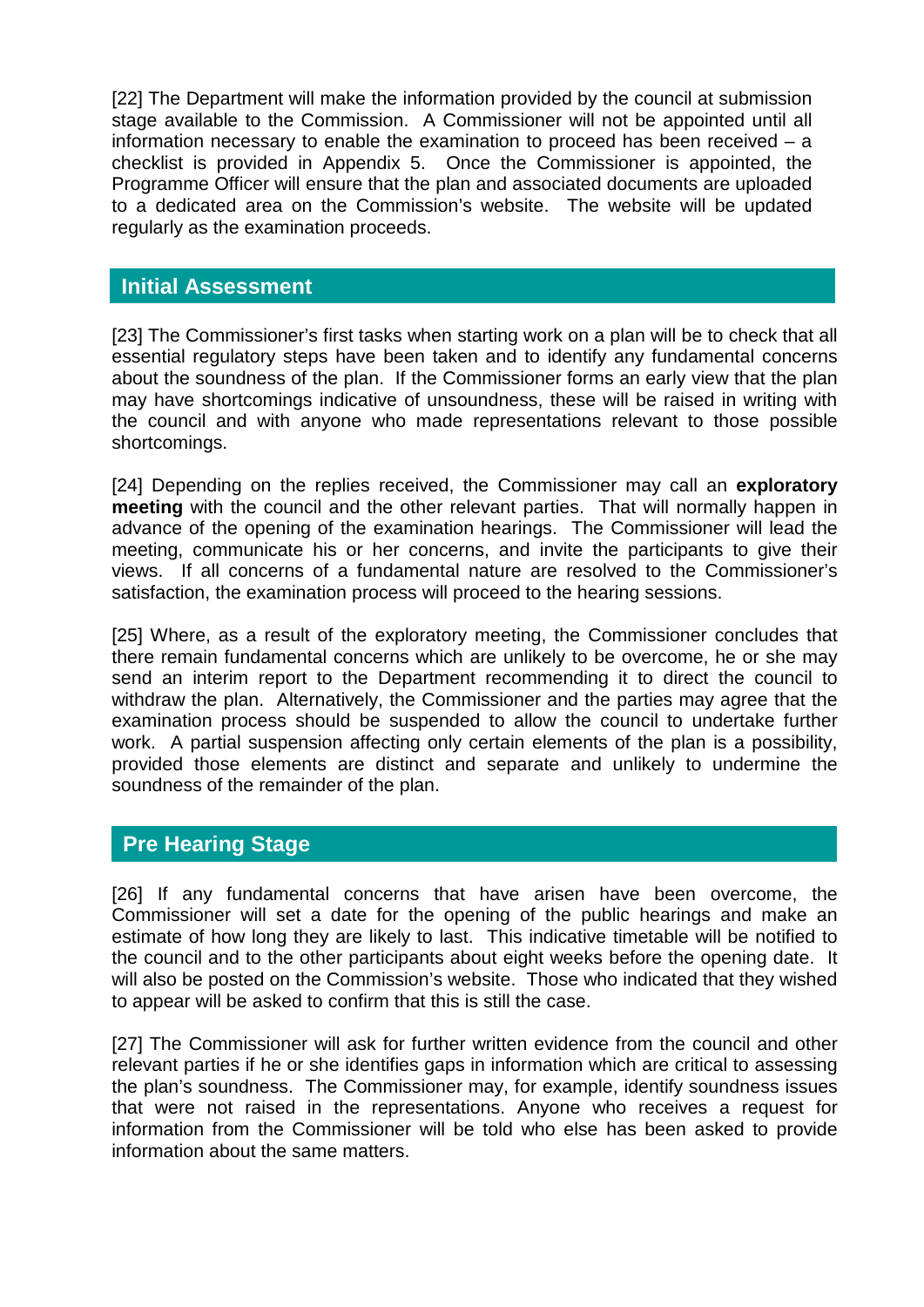[22] The Department will make the information provided by the council at submission stage available to the Commission. A Commissioner will not be appointed until all information necessary to enable the examination to proceed has been received – a checklist is provided in Appendix 5. Once the Commissioner is appointed, the Programme Officer will ensure that the plan and associated documents are uploaded to a dedicated area on the Commission's website. The website will be updated regularly as the examination proceeds.

## Initial Assessment

[23] The Commissioner's first tasks when starting work on a plan will be to check that all essential regulatory steps have been taken and to identify any fundamental concerns about the soundness of the plan. If the Commissioner forms an early view that the plan may have shortcomings indicative of unsoundness, these will be raised in writing with the council and with anyone who made representations relevant to those possible shortcomings.

[24] Depending on the replies received, the Commissioner may call an **exploratory meeting** with the council and the other relevant parties. That will normally happen in advance of the opening of the examination hearings. The Commissioner will lead the meeting, communicate his or her concerns, and invite the participants to give their views. If all concerns of a fundamental nature are resolved to the Commissioner's satisfaction, the examination process will proceed to the hearing sessions.

[25] Where, as a result of the exploratory meeting, the Commissioner concludes that there remain fundamental concerns which are unlikely to be overcome, he or she may send an interim report to the Department recommending it to direct the council to withdraw the plan. Alternatively, the Commissioner and the parties may agree that the examination process should be suspended to allow the council to undertake further work. A partial suspension affecting only certain elements of the plan is a possibility, provided those elements are distinct and separate and unlikely to undermine the soundness of the remainder of the plan.

## Pre Hearing Stage

[26] If any fundamental concerns that have arisen have been overcome, the Commissioner will set a date for the opening of the public hearings and make an estimate of how long they are likely to last. This indicative timetable will be notified to the council and to the other participants about eight weeks before the opening date. It will also be posted on the Commission's website. Those who indicated that they wished to appear will be asked to confirm that this is still the case.

[27] The Commissioner will ask for further written evidence from the council and other relevant parties if he or she identifies gaps in information which are critical to assessing the plan's soundness. The Commissioner may, for example, identify soundness issues that were not raised in the representations. Anyone who receives a request for information from the Commissioner will be told who else has been asked to provide information about the same matters.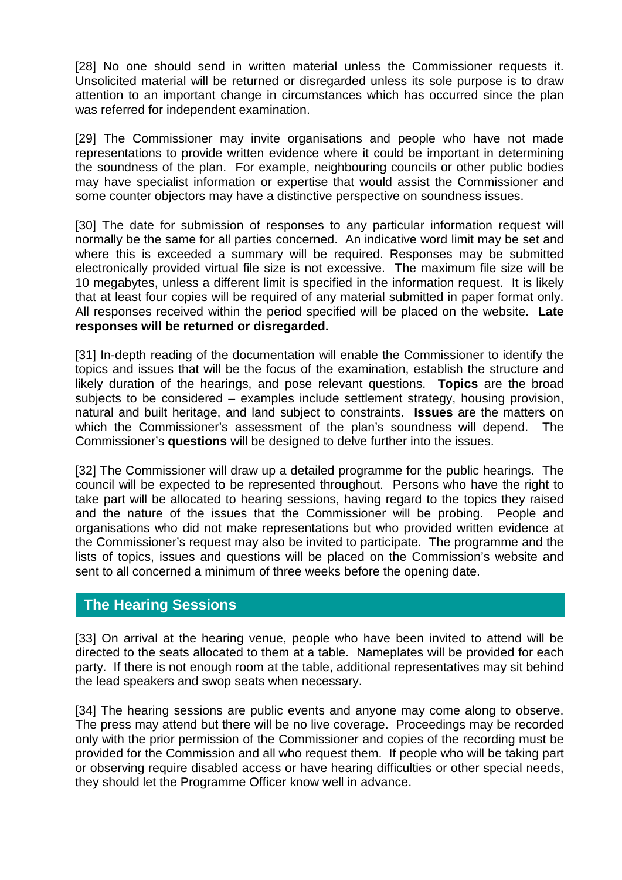[28] No one should send in written material unless the Commissioner requests it. Unsolicited material will be returned or disregarded <u>unless</u> its sole purpose is to draw attention to an important change in circumstances which has occurred since the plan was referred for independent examination.

[29] The Commissioner may invite organisations and people who have not made representations to provide written evidence where it could be important in determining the soundness of the plan. For example, neighbouring councils or other public bodies may have specialist information or expertise that would assist the Commissioner and some counter objectors may have a distinctive perspective on soundness issues.

[30] The date for submission of responses to any particular information request will normally be the same for all parties concerned. An indicative word limit may be set and where this is exceeded a summary will be required. Responses may be submitted electronically provided virtual file size is not excessive. The maximum file size will be 10 megabytes, unless a different limit is specified in the information request. It is likely that at least four copies will be required of any material submitted in paper format only. All responses received within the period specified will be placed on the website. **Late responses will be returned or disregarded.**

[31] In-depth reading of the documentation will enable the Commissioner to identify the topics and issues that will be the focus of the examination, establish the structure and likely duration of the hearings, and pose relevant questions. **Topics** are the broad subjects to be considered – examples include settlement strategy, housing provision, natural and built heritage, and land subject to constraints. **Issues** are the matters on which the Commissioner's assessment of the plan's soundness will depend. The Commissioner's **questions** will be designed to delve further into the issues.

[32] The Commissioner will draw up a detailed programme for the public hearings. The council will be expected to be represented throughout. Persons who have the right to take part will be allocated to hearing sessions, having regard to the topics they raised and the nature of the issues that the Commissioner will be probing. People and organisations who did not make representations but who provided written evidence at the Commissioner's request may also be invited to participate. The programme and the lists of topics, issues and questions will be placed on the Commission's website and sent to all concerned a minimum of three weeks before the opening date.

## The Hearing Sessions

[33] On arrival at the hearing venue, people who have been invited to attend will be directed to the seats allocated to them at a table. Nameplates will be provided for each party. If there is not enough room at the table, additional representatives may sit behind the lead speakers and swop seats when necessary.

[34] The hearing sessions are public events and anyone may come along to observe. The press may attend but there will be no live coverage. Proceedings may be recorded only with the prior permission of the Commissioner and copies of the recording must be provided for the Commission and all who request them. If people who will be taking part or observing require disabled access or have hearing difficulties or other special needs, they should let the Programme Officer know well in advance.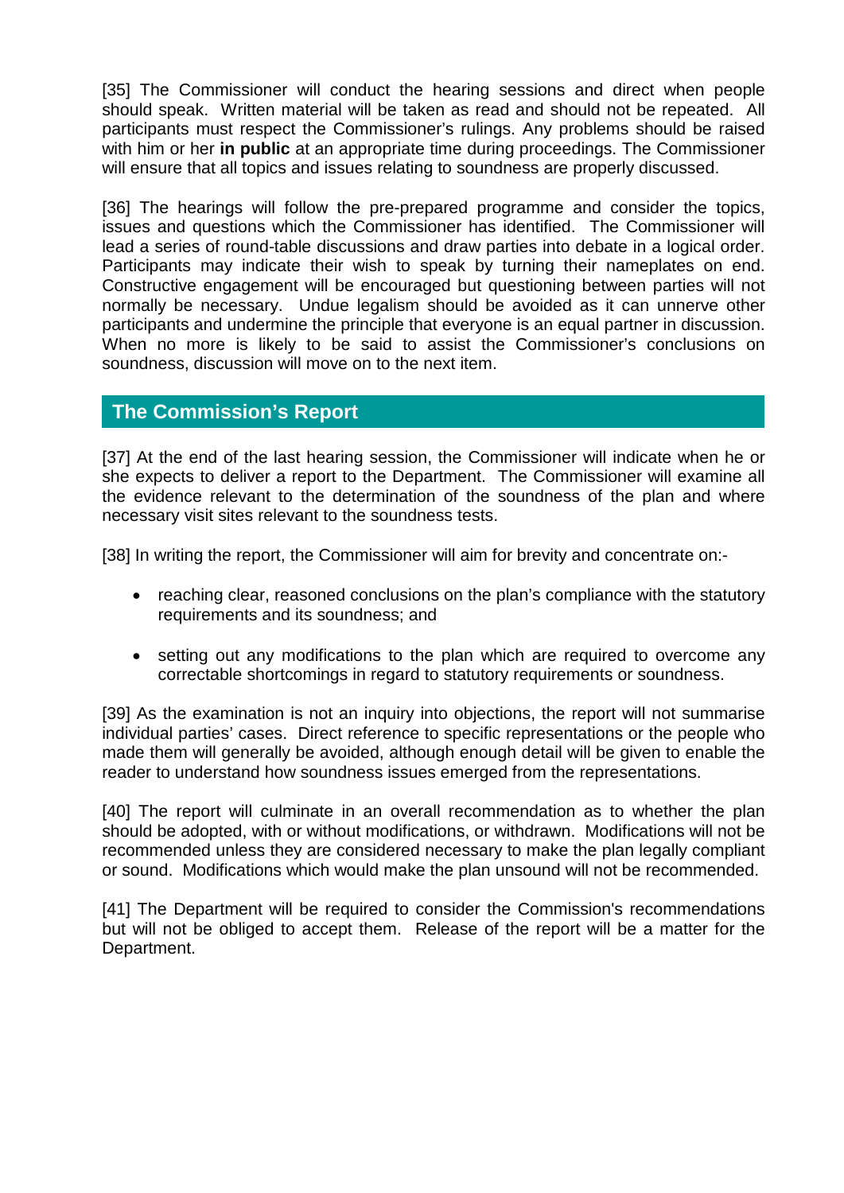[35] The Commissioner will conduct the hearing sessions and direct when people should speak. Written material will be taken as read and should not be repeated. All participants must respect the Commissioner's rulings. Any problems should be raised with him or her **in public** at an appropriate time during proceedings. The Commissioner will ensure that all topics and issues relating to soundness are properly discussed.

[36] The hearings will follow the pre-prepared programme and consider the topics, issues and questions which the Commissioner has identified. The Commissioner will lead a series of round-table discussions and draw parties into debate in a logical order. Participants may indicate their wish to speak by turning their nameplates on end. Constructive engagement will be encouraged but questioning between parties will not normally be necessary. Undue legalism should be avoided as it can unnerve other participants and undermine the principle that everyone is an equal partner in discussion. When no more is likely to be said to assist the Commissioner's conclusions on soundness, discussion will move on to the next item.

## The Commission's Report

[37] At the end of the last hearing session, the Commissioner will indicate when he or she expects to deliver a report to the Department. The Commissioner will examine all the evidence relevant to the determination of the soundness of the plan and where necessary visit sites relevant to the soundness tests.

[38] In writing the report, the Commissioner will aim for brevity and concentrate on:-

- reaching clear, reasoned conclusions on the plan's compliance with the statutory requirements and its soundness; and
- setting out any modifications to the plan which are required to overcome any correctable shortcomings in regard to statutory requirements or soundness.

[39] As the examination is not an inquiry into objections, the report will not summarise individual parties' cases. Direct reference to specific representations or the people who made them will generally be avoided, although enough detail will be given to enable the reader to understand how soundness issues emerged from the representations.

[40] The report will culminate in an overall recommendation as to whether the plan should be adopted, with or without modifications, or withdrawn. Modifications will not be recommended unless they are considered necessary to make the plan legally compliant or sound. Modifications which would make the plan unsound will not be recommended.

[41] The Department will be required to consider the Commission's recommendations but will not be obliged to accept them. Release of the report will be a matter for the Department.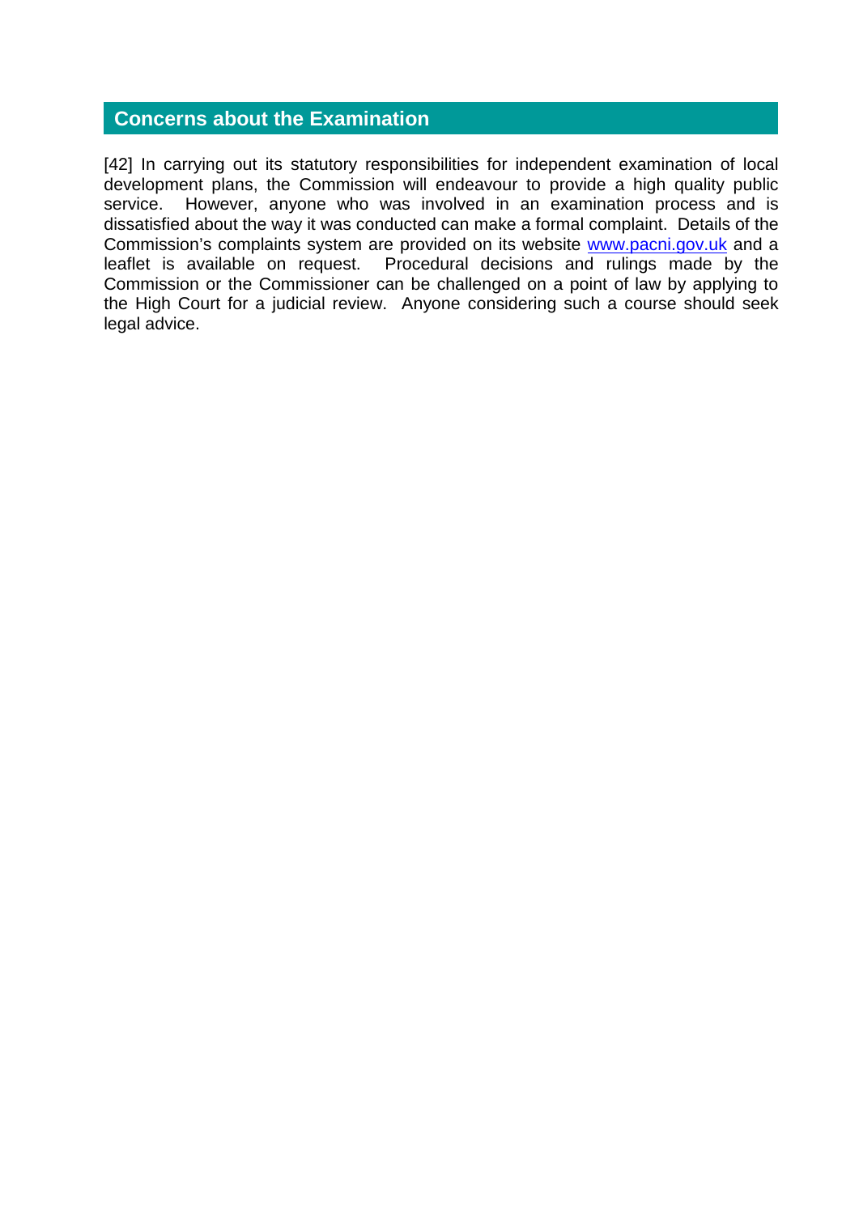## Concerns about the Examination

[42] In carrying out its statutory responsibilities for independent examination of local development plans, the Commission will endeavour to provide a high quality public service. However, anyone who was involved in an examination process and is dissatisfied about the way it was conducted can make a formal complaint. Details of the Commission's complaints system are provided on its website [www.pacni.gov.uk](http://www.pacni.gov.uk) and a leaflet is available on request. Procedural decisions and rulings made by the Commission or the Commissioner can be challenged on a point of law by applying to the High Court for a judicial review. Anyone considering such a course should seek legal advice.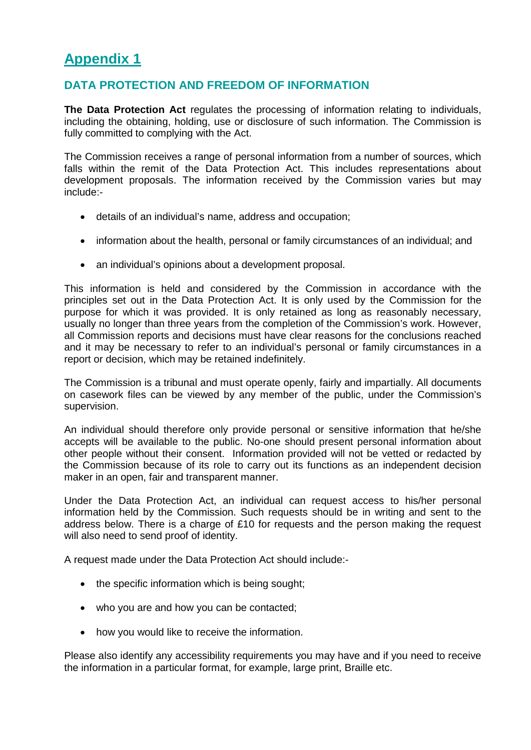# Appendix 1

## DATA PROTECTION AND FREEDOM OF INFORMATION

**The Data Protection Act** regulates the processing of information relating to individuals, including the obtaining, holding, use or disclosure of such information. The Commission is fully committed to complying with the Act.

The Commission receives a range of personal information from a number of sources, which falls within the remit of the Data Protection Act. This includes representations about development proposals. The information received by the Commission varies but may include:-

- details of an individual's name, address and occupation;
- information about the health, personal or family circumstances of an individual; and
- an individual's opinions about a development proposal.

This information is held and considered by the Commission in accordance with the principles set out in the Data Protection Act. It is only used by the Commission for the purpose for which it was provided. It is only retained as long as reasonably necessary, usually no longer than three years from the completion of the Commission's work. However, all Commission reports and decisions must have clear reasons for the conclusions reached and it may be necessary to refer to an individual's personal or family circumstances in a report or decision, which may be retained indefinitely.

The Commission is a tribunal and must operate openly, fairly and impartially. All documents on casework files can be viewed by any member of the public, under the Commission's supervision.

An individual should therefore only provide personal or sensitive information that he/she accepts will be available to the public. No-one should present personal information about other people without their consent. Information provided will not be vetted or redacted by the Commission because of its role to carry out its functions as an independent decision maker in an open, fair and transparent manner.

Under the Data Protection Act, an individual can request access to his/her personal information held by the Commission. Such requests should be in writing and sent to the address below. There is a charge of £10 for requests and the person making the request will also need to send proof of identity.

A request made under the Data Protection Act should include:-

- the specific information which is being sought;
- who you are and how you can be contacted;
- how you would like to receive the information.

Please also identify any accessibility requirements you may have and if you need to receive the information in a particular format, for example, large print, Braille etc.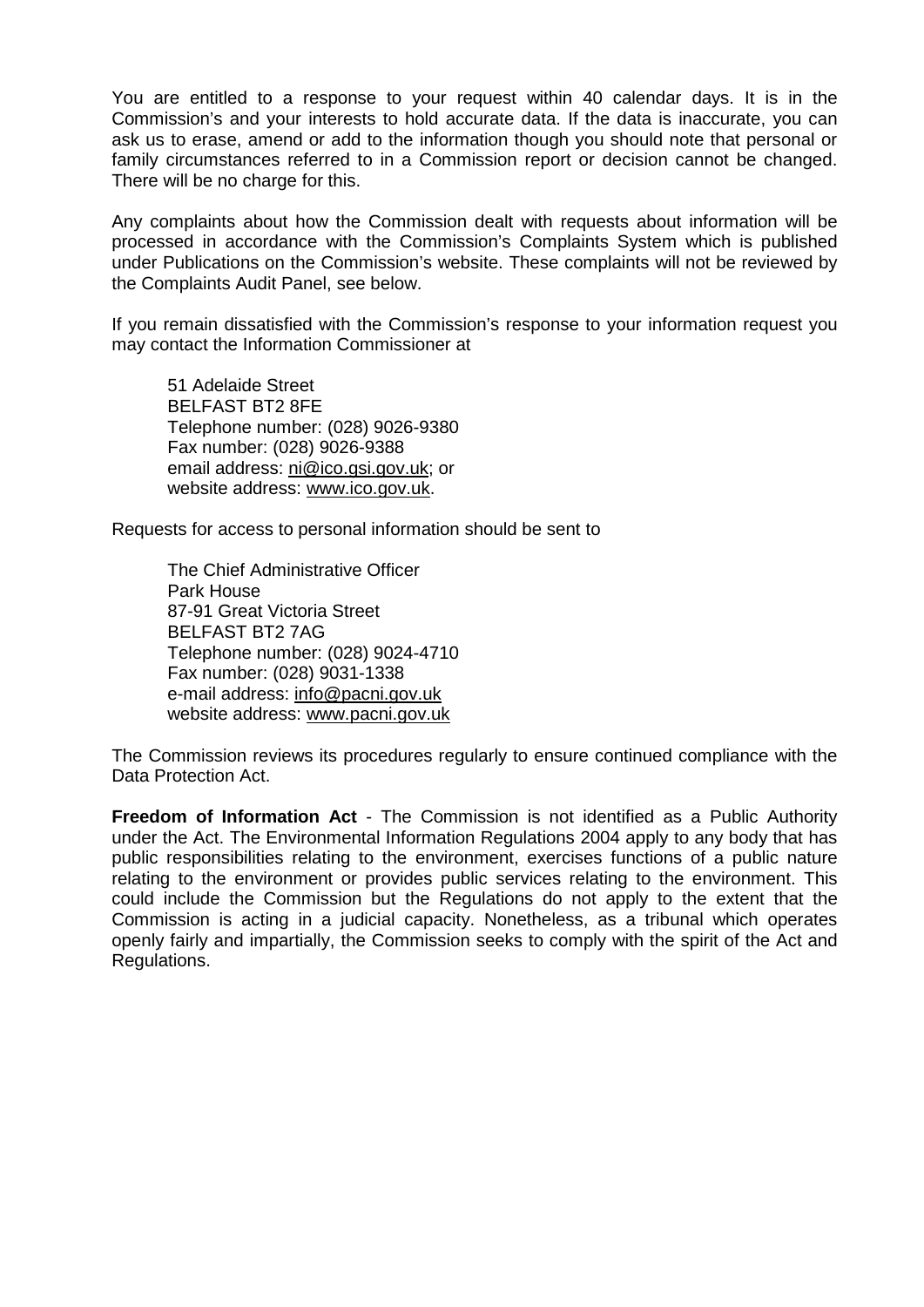You are entitled to a response to your request within 40 calendar days. It is in the Commission's and your interests to hold accurate data. If the data is inaccurate, you can ask us to erase, amend or add to the information though you should note that personal or family circumstances referred to in a Commission report or decision cannot be changed. There will be no charge for this.

Any complaints about how the Commission dealt with requests about information will be processed in accordance with the Commission's Complaints System which is published under Publications on the Commission's website. These complaints will not be reviewed by the Complaints Audit Panel, see below.

If you remain dissatisfied with the Commission's response to your information request you may contact the Information Commissioner at

> 51 Adelaide Street
> BELFAST BT2 8FE
> Telephone number: (028) 9026-9380
> Fax number: (028) 9026-9388
> email address: ni@ico.gsi.gov.uk; or
> website address: www.ico.gov.uk.

Requests for access to personal information should be sent to

> The Chief Administrative Officer
> Park House
> 87-91 Great Victoria Street
> BELFAST BT2 7AG
> Telephone number: (028) 9024-4710
> Fax number: (028) 9031-1338
> e-mail address: info@pacni.gov.uk
> website address: www.pacni.gov.uk

The Commission reviews its procedures regularly to ensure continued compliance with the Data Protection Act.

**Freedom of Information Act** - The Commission is not identified as a Public Authority under the Act. The Environmental Information Regulations 2004 apply to any body that has public responsibilities relating to the environment, exercises functions of a public nature relating to the environment or provides public services relating to the environment. This could include the Commission but the Regulations do not apply to the extent that the Commission is acting in a judicial capacity. Nonetheless, as a tribunal which operates openly fairly and impartially, the Commission seeks to comply with the spirit of the Act and Regulations.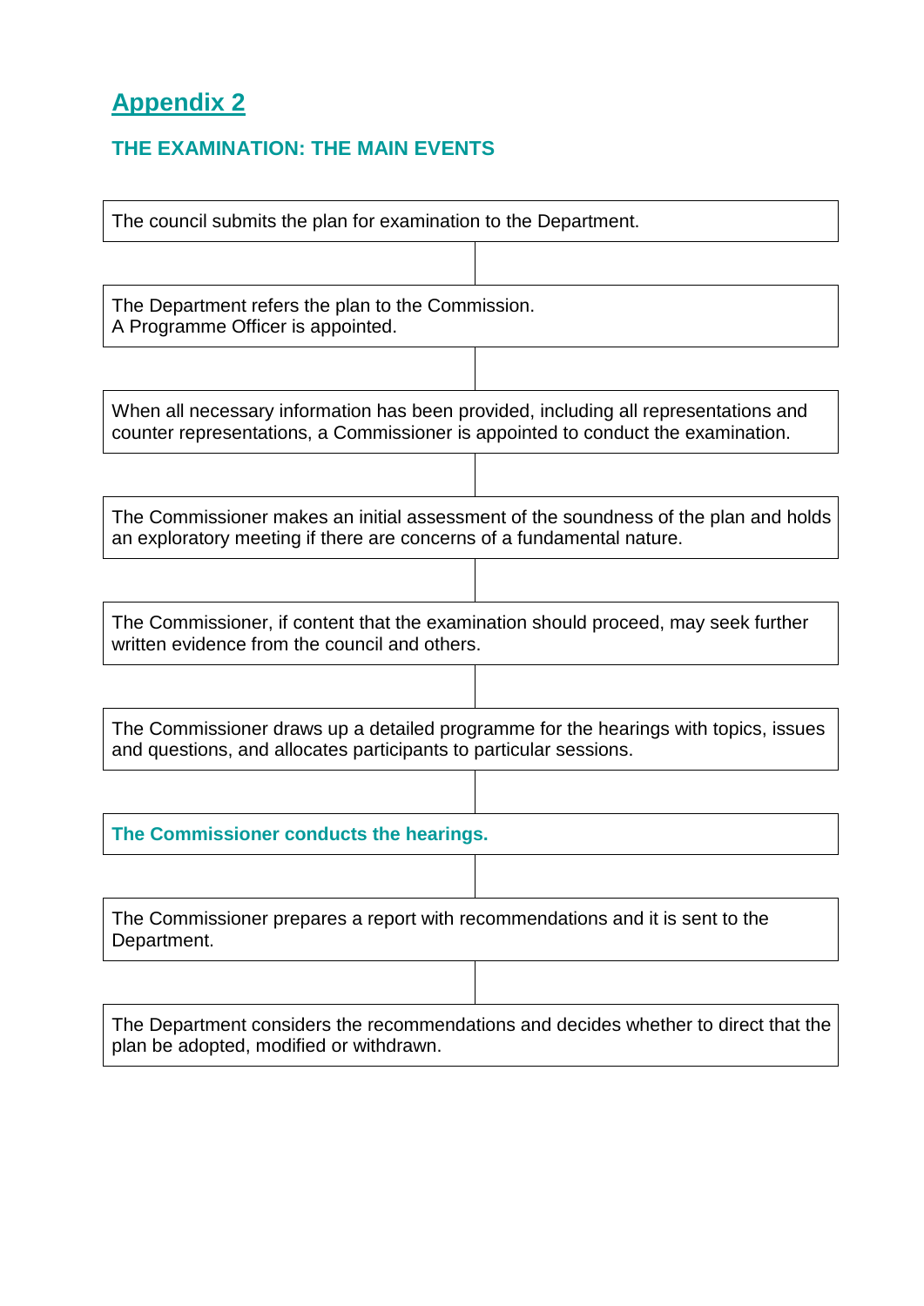## Appendix 2

### THE EXAMINATION: THE MAIN EVENTS

The council submits the plan for examination to the Department.

↓

The Department refers the plan to the Commission.
A Programme Officer is appointed.

↓

When all necessary information has been provided, including all representations and counter representations, a Commissioner is appointed to conduct the examination.

↓

The Commissioner makes an initial assessment of the soundness of the plan and holds an exploratory meeting if there are concerns of a fundamental nature.

↓

The Commissioner, if content that the examination should proceed, may seek further written evidence from the council and others.

↓

The Commissioner draws up a detailed programme for the hearings with topics, issues and questions, and allocates participants to particular sessions.

↓

**The Commissioner conducts the hearings.**

↓

The Commissioner prepares a report with recommendations and it is sent to the Department.

↓

The Department considers the recommendations and decides whether to direct that the plan be adopted, modified or withdrawn.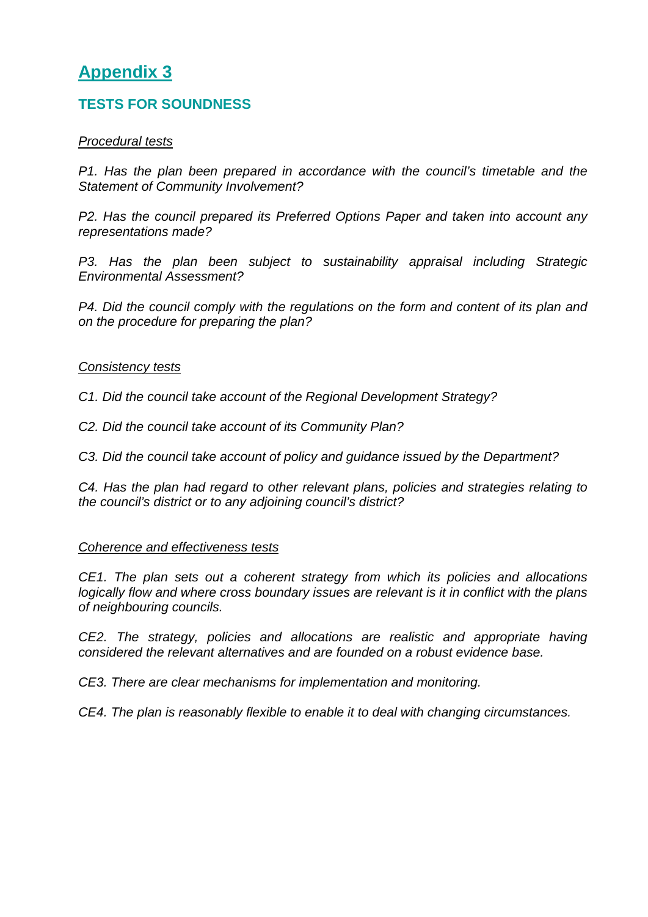# Appendix 3

## TESTS FOR SOUNDNESS

*Procedural tests*

*P1. Has the plan been prepared in accordance with the council's timetable and the Statement of Community Involvement?*

*P2. Has the council prepared its Preferred Options Paper and taken into account any representations made?*

*P3. Has the plan been subject to sustainability appraisal including Strategic Environmental Assessment?*

*P4. Did the council comply with the regulations on the form and content of its plan and on the procedure for preparing the plan?*

*Consistency tests*

*C1. Did the council take account of the Regional Development Strategy?*

*C2. Did the council take account of its Community Plan?*

*C3. Did the council take account of policy and guidance issued by the Department?*

*C4. Has the plan had regard to other relevant plans, policies and strategies relating to the council's district or to any adjoining council's district?*

*Coherence and effectiveness tests*

*CE1. The plan sets out a coherent strategy from which its policies and allocations logically flow and where cross boundary issues are relevant is it in conflict with the plans of neighbouring councils.*

*CE2. The strategy, policies and allocations are realistic and appropriate having considered the relevant alternatives and are founded on a robust evidence base.*

*CE3. There are clear mechanisms for implementation and monitoring.*

*CE4. The plan is reasonably flexible to enable it to deal with changing circumstances.*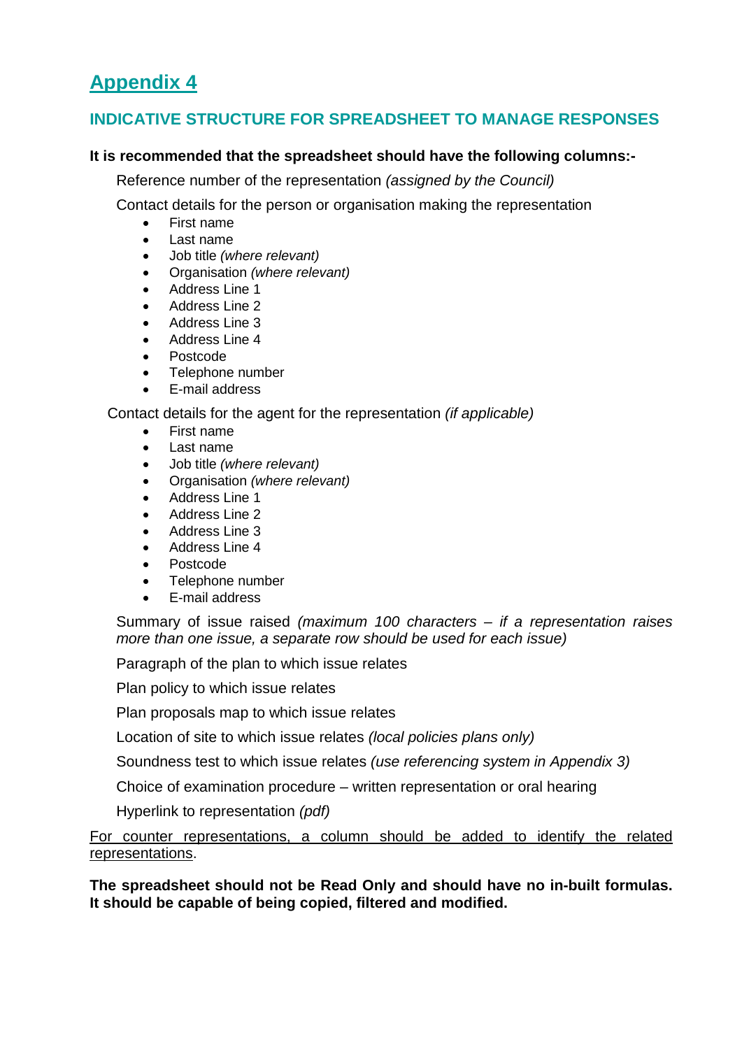# Appendix 4

## INDICATIVE STRUCTURE FOR SPREADSHEET TO MANAGE RESPONSES

**It is recommended that the spreadsheet should have the following columns:-**

Reference number of the representation *(assigned by the Council)*

Contact details for the person or organisation making the representation

- First name
- Last name
- Job title *(where relevant)*
- Organisation *(where relevant)*
- Address Line 1
- Address Line 2
- Address Line 3
- Address Line 4
- Postcode
- Telephone number
- E-mail address

Contact details for the agent for the representation *(if applicable)*

- First name
- Last name
- Job title *(where relevant)*
- Organisation *(where relevant)*
- Address Line 1
- Address Line 2
- Address Line 3
- Address Line 4
- Postcode
- Telephone number
- E-mail address

Summary of issue raised *(maximum 100 characters – if a representation raises more than one issue, a separate row should be used for each issue)*

Paragraph of the plan to which issue relates

Plan policy to which issue relates

Plan proposals map to which issue relates

Location of site to which issue relates *(local policies plans only)*

Soundness test to which issue relates *(use referencing system in Appendix 3)*

Choice of examination procedure – written representation or oral hearing

Hyperlink to representation *(pdf)*

<u>For counter representations, a column should be added to identify the related representations</u>.

**The spreadsheet should not be Read Only and should have no in-built formulas. It should be capable of being copied, filtered and modified.**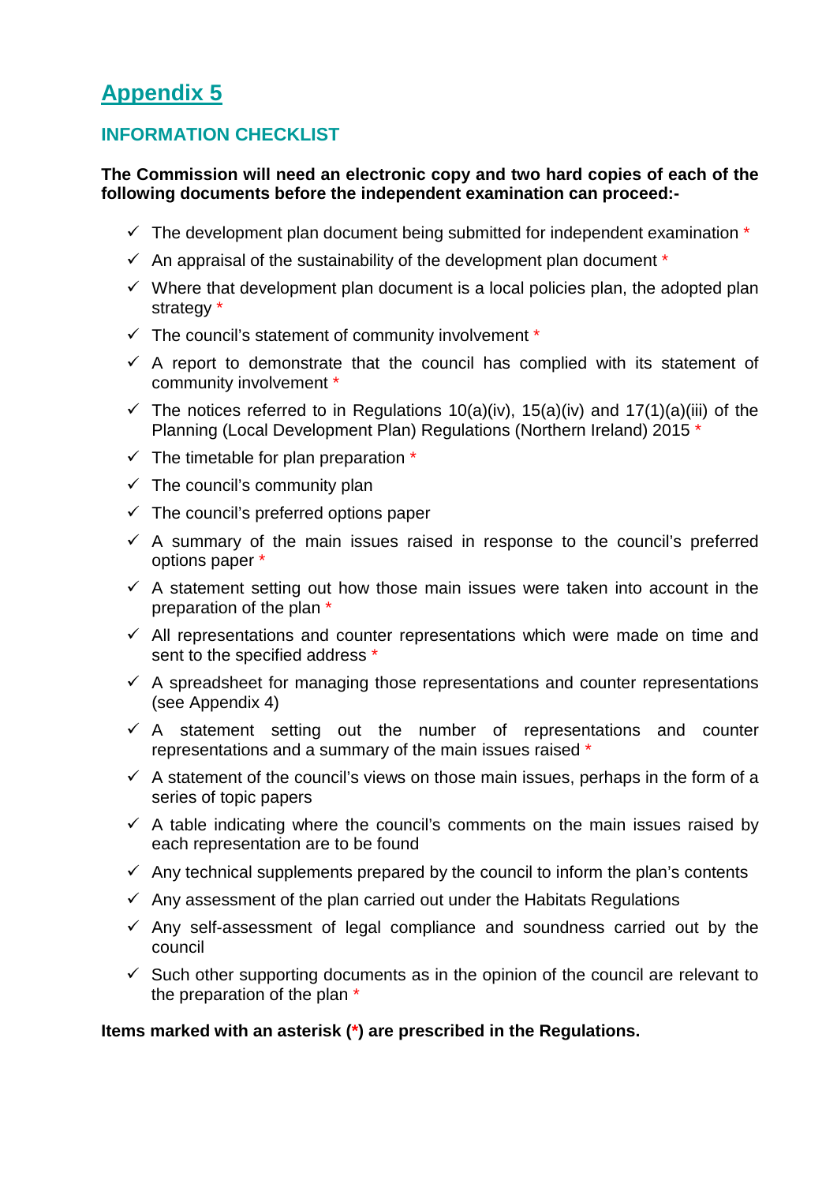# Appendix 5

## INFORMATION CHECKLIST

**The Commission will need an electronic copy and two hard copies of each of the following documents before the independent examination can proceed:-**

- ✓ The development plan document being submitted for independent examination *
- ✓ An appraisal of the sustainability of the development plan document *
- ✓ Where that development plan document is a local policies plan, the adopted plan strategy *
- ✓ The council's statement of community involvement *
- ✓ A report to demonstrate that the council has complied with its statement of community involvement *
- ✓ The notices referred to in Regulations 10(a)(iv), 15(a)(iv) and 17(1)(a)(iii) of the Planning (Local Development Plan) Regulations (Northern Ireland) 2015 *
- ✓ The timetable for plan preparation *
- ✓ The council's community plan
- ✓ The council's preferred options paper
- ✓ A summary of the main issues raised in response to the council's preferred options paper *
- ✓ A statement setting out how those main issues were taken into account in the preparation of the plan *
- ✓ All representations and counter representations which were made on time and sent to the specified address *
- ✓ A spreadsheet for managing those representations and counter representations (see Appendix 4)
- ✓ A statement setting out the number of representations and counter representations and a summary of the main issues raised *
- ✓ A statement of the council's views on those main issues, perhaps in the form of a series of topic papers
- ✓ A table indicating where the council's comments on the main issues raised by each representation are to be found
- ✓ Any technical supplements prepared by the council to inform the plan's contents
- ✓ Any assessment of the plan carried out under the Habitats Regulations
- ✓ Any self-assessment of legal compliance and soundness carried out by the council
- ✓ Such other supporting documents as in the opinion of the council are relevant to the preparation of the plan *

**Items marked with an asterisk (*) are prescribed in the Regulations.**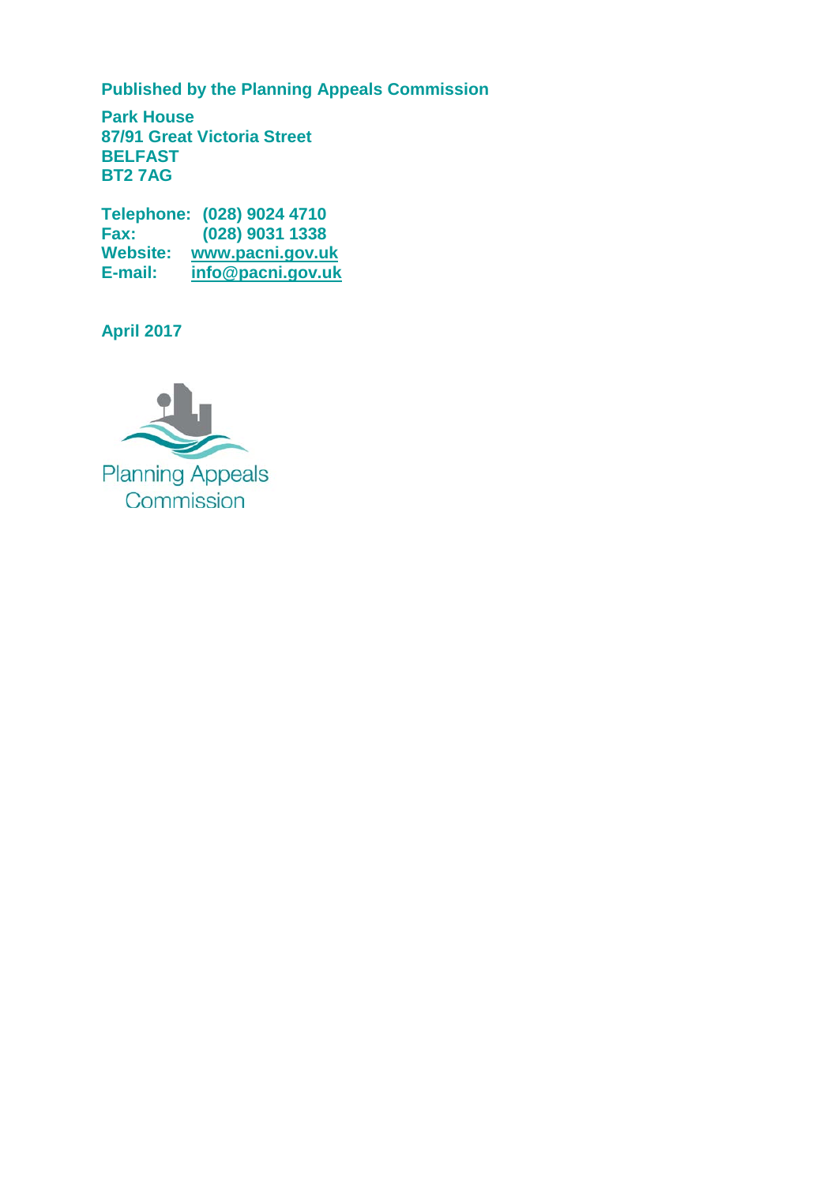**Published by the Planning Appeals Commission**

**Park House**
**87/91 Great Victoria Street**
**BELFAST**
**BT2 7AG**

**Telephone: (028) 9024 4710**
**Fax: (028) 9031 1338**
**Website: www.pacni.gov.uk**
**E-mail: info@pacni.gov.uk**

**April 2017**

Planning Appeals
Commission